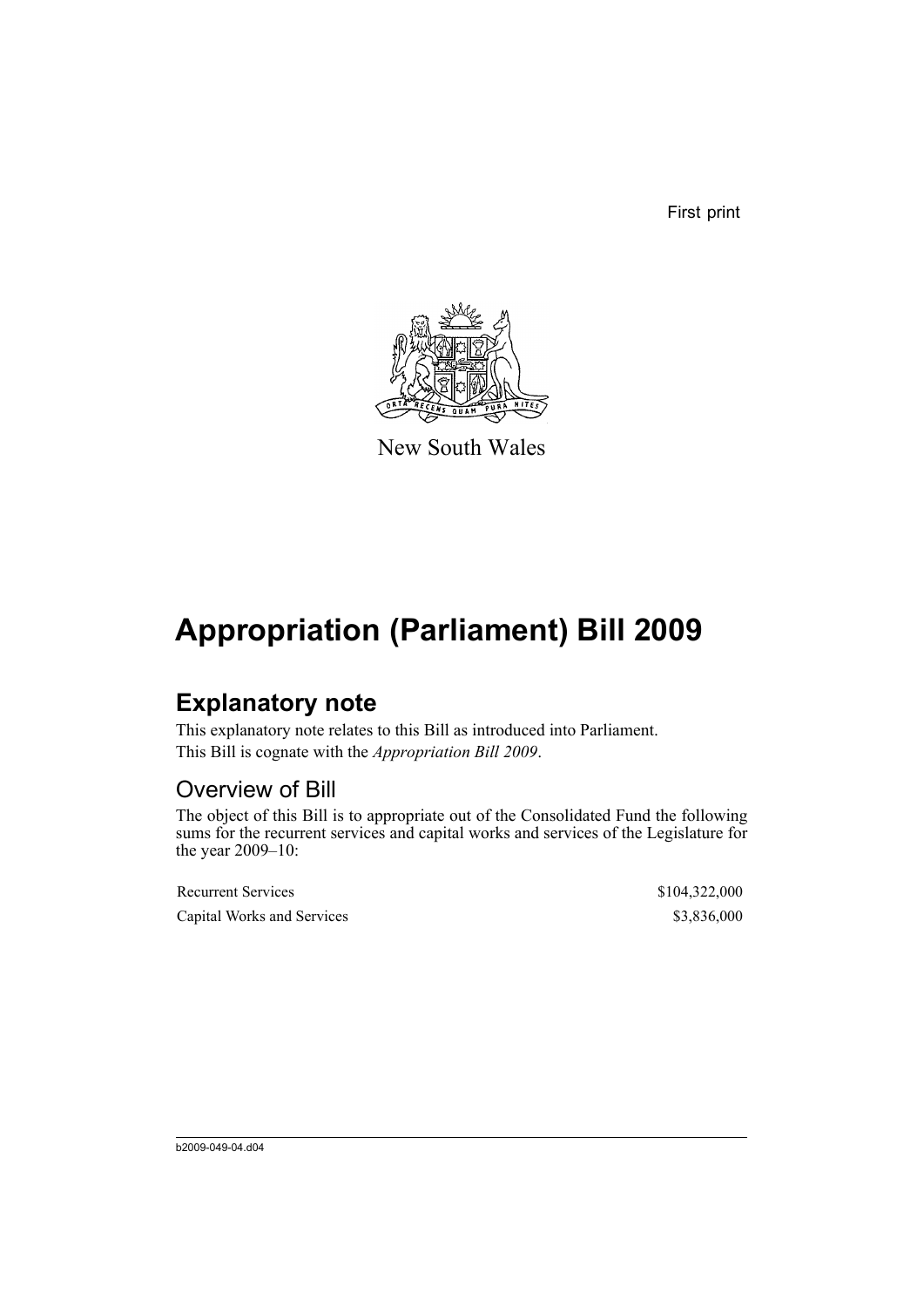First print

New South Wales

# Appropriation (Parliament) Bill 2009

## Explanatory note

This explanatory note relates to this Bill as introduced into Parliament.

This Bill is cognate with the *Appropriation Bill 2009*.

### Overview of Bill

The object of this Bill is to appropriate out of the Consolidated Fund the following sums for the recurrent services and capital works and services of the Legislature for the year 2009–10:

| | |
|---|---|
| Recurrent Services | \$104,322,000 |
| Capital Works and Services | \$3,836,000 |

b2009-049-04.d04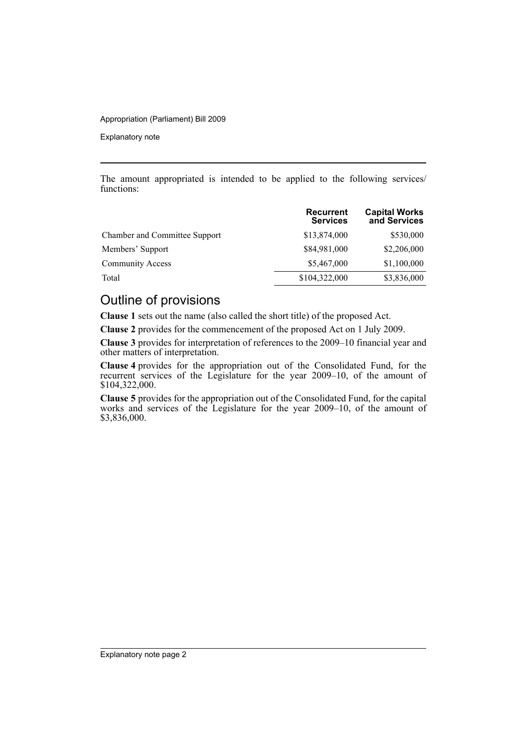The amount appropriated is intended to be applied to the following services/ functions:

| | Recurrent Services | Capital Works and Services |
|---|---|---|
| Chamber and Committee Support | $13,874,000 | $530,000 |
| Members' Support | $84,981,000 | $2,206,000 |
| Community Access | $5,467,000 | $1,100,000 |
| Total | $104,322,000 | $3,836,000 |

## Outline of provisions

**Clause 1** sets out the name (also called the short title) of the proposed Act.

**Clause 2** provides for the commencement of the proposed Act on 1 July 2009.

**Clause 3** provides for interpretation of references to the 2009–10 financial year and other matters of interpretation.

**Clause 4** provides for the appropriation out of the Consolidated Fund, for the recurrent services of the Legislature for the year 2009–10, of the amount of $104,322,000.

**Clause 5** provides for the appropriation out of the Consolidated Fund, for the capital works and services of the Legislature for the year 2009–10, of the amount of $3,836,000.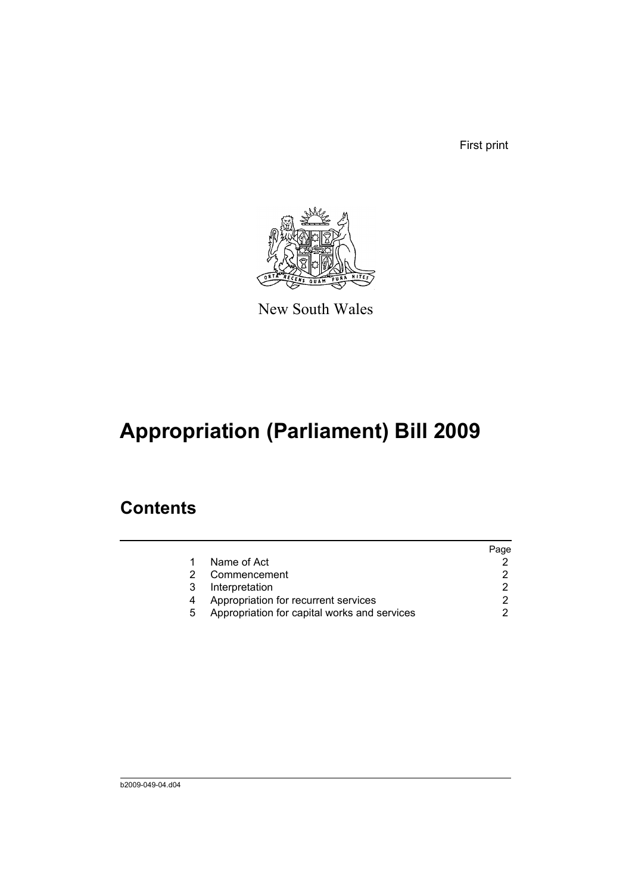First print

New South Wales

# Appropriation (Parliament) Bill 2009

## Contents

| | | Page |
|---|---|---|
| 1 | Name of Act | 2 |
| 2 | Commencement | 2 |
| 3 | Interpretation | 2 |
| 4 | Appropriation for recurrent services | 2 |
| 5 | Appropriation for capital works and services | 2 |

b2009-049-04.d04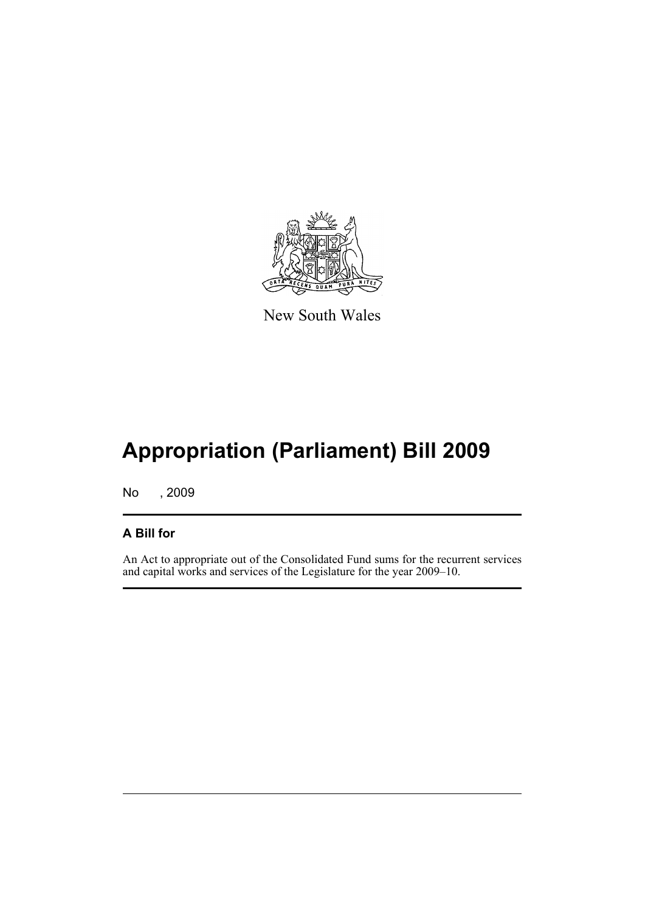New South Wales

# Appropriation (Parliament) Bill 2009

No , 2009

## A Bill for

An Act to appropriate out of the Consolidated Fund sums for the recurrent services and capital works and services of the Legislature for the year 2009–10.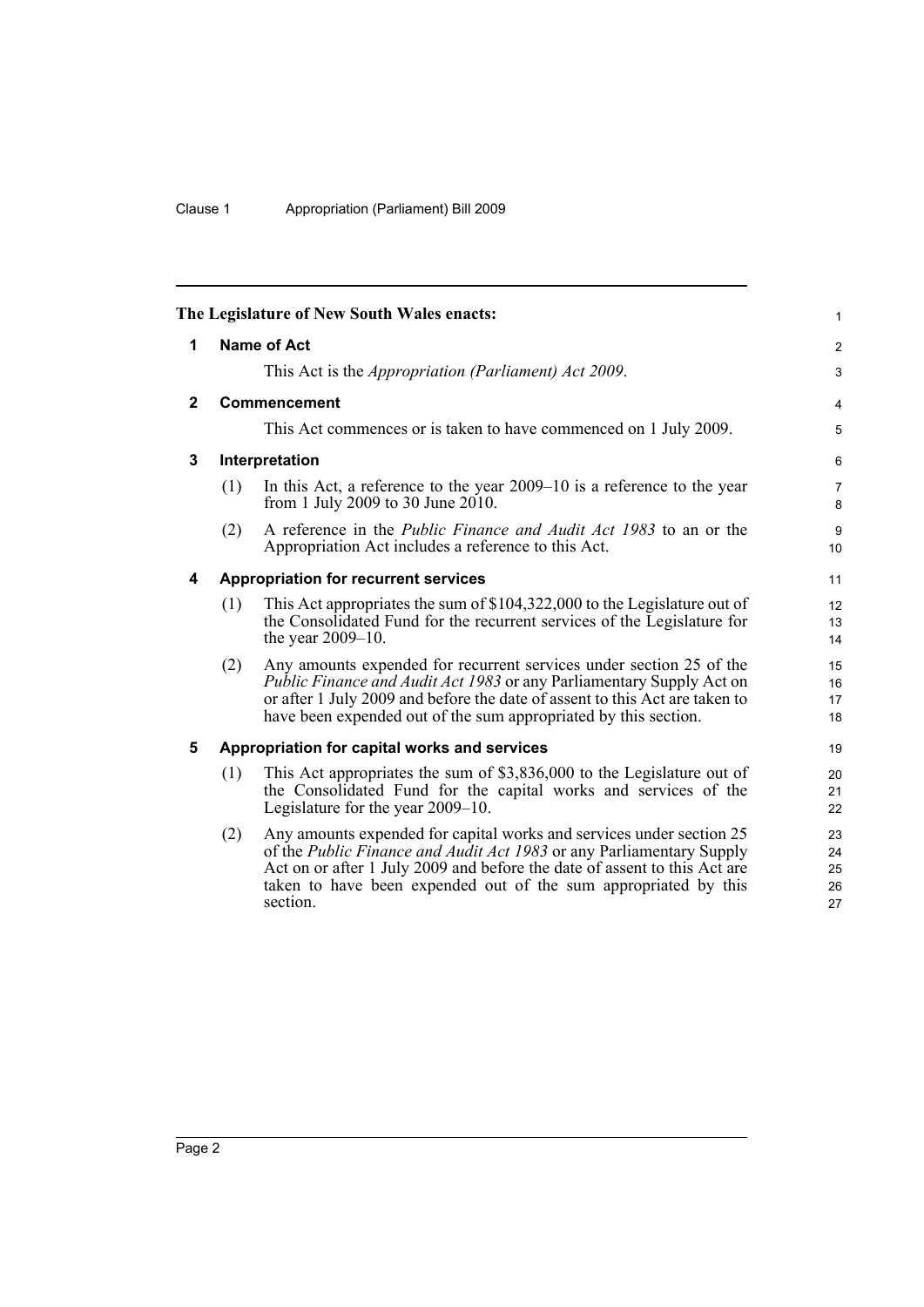**The Legislature of New South Wales enacts:**

## 1 Name of Act

This Act is the *Appropriation (Parliament) Act 2009*.

## 2 Commencement

This Act commences or is taken to have commenced on 1 July 2009.

## 3 Interpretation

(1) In this Act, a reference to the year 2009–10 is a reference to the year from 1 July 2009 to 30 June 2010.

(2) A reference in the *Public Finance and Audit Act 1983* to an or the Appropriation Act includes a reference to this Act.

## 4 Appropriation for recurrent services

(1) This Act appropriates the sum of $104,322,000 to the Legislature out of the Consolidated Fund for the recurrent services of the Legislature for the year 2009–10.

(2) Any amounts expended for recurrent services under section 25 of the *Public Finance and Audit Act 1983* or any Parliamentary Supply Act on or after 1 July 2009 and before the date of assent to this Act are taken to have been expended out of the sum appropriated by this section.

## 5 Appropriation for capital works and services

(1) This Act appropriates the sum of $3,836,000 to the Legislature out of the Consolidated Fund for the capital works and services of the Legislature for the year 2009–10.

(2) Any amounts expended for capital works and services under section 25 of the *Public Finance and Audit Act 1983* or any Parliamentary Supply Act on or after 1 July 2009 and before the date of assent to this Act are taken to have been expended out of the sum appropriated by this section.